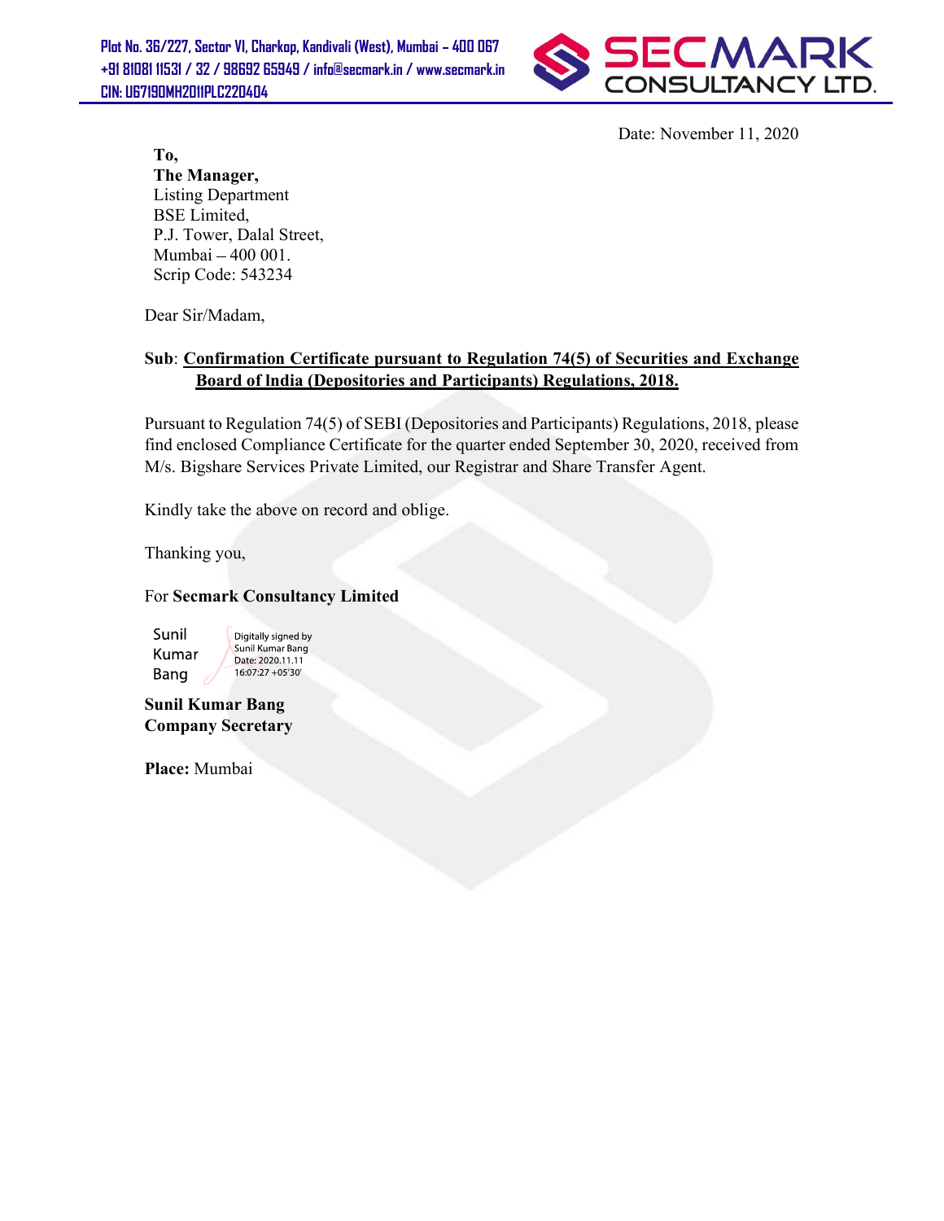Plot No. 36/227, Sector VI, Charkop, Kandivali (West), Mumbai – 400 067
+91 81081 11531 / 32 / 98692 65949 / info@secmark.in / www.secmark.in
CIN: U67190MH2011PLC220404

**SECMARK CONSULTANCY LTD.**

Date: November 11, 2020

**To,**
**The Manager,**
Listing Department
BSE Limited,
P.J. Tower, Dalal Street,
Mumbai – 400 001.
Scrip Code: 543234

Dear Sir/Madam,

**Sub**: **Confirmation Certificate pursuant to Regulation 74(5) of Securities and Exchange Board of India (Depositories and Participants) Regulations, 2018.**

Pursuant to Regulation 74(5) of SEBI (Depositories and Participants) Regulations, 2018, please find enclosed Compliance Certificate for the quarter ended September 30, 2020, received from M/s. Bigshare Services Private Limited, our Registrar and Share Transfer Agent.

Kindly take the above on record and oblige.

Thanking you,

For **Secmark Consultancy Limited**

Sunil Kumar Bang
Digitally signed by Sunil Kumar Bang
Date: 2020.11.11 16:07:27 +05'30'

**Sunil Kumar Bang**
**Company Secretary**

**Place:** Mumbai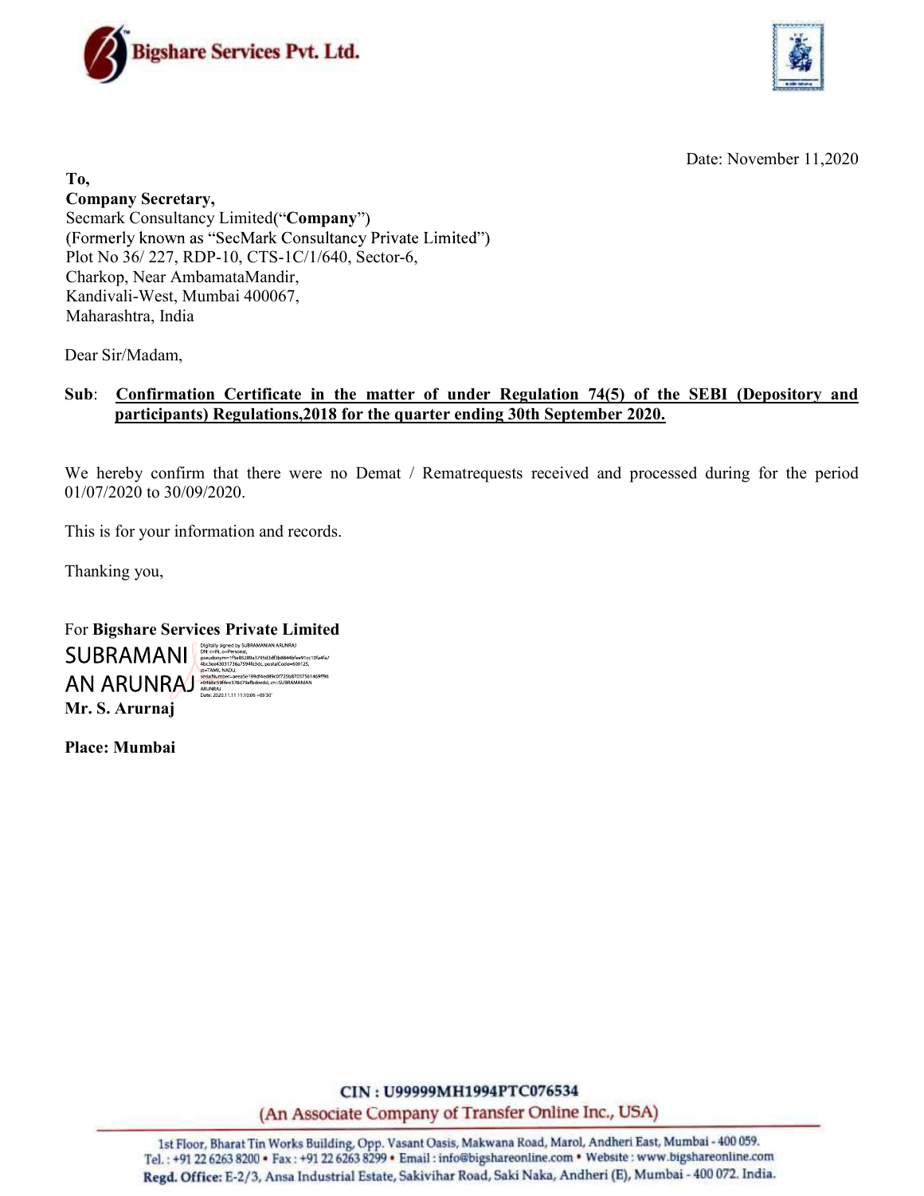**Bigshare Services Pvt. Ltd.**

Date: November 11,2020

**To,**
**Company Secretary,**
Secmark Consultancy Limited(“**Company**”)
(Formerly known as “SecMark Consultancy Private Limited”)
Plot No 36/ 227, RDP-10, CTS-1C/1/640, Sector-6,
Charkop, Near AmbamataMandir,
Kandivali-West, Mumbai 400067,
Maharashtra, India

Dear Sir/Madam,

**Sub**: **Confirmation Certificate in the matter of under Regulation 74(5) of the SEBI (Depository and participants) Regulations,2018 for the quarter ending 30th September 2020.**

We hereby confirm that there were no Demat / Rematrequests received and processed during for the period 01/07/2020 to 30/09/2020.

This is for your information and records.

Thanking you,

For **Bigshare Services Private Limited**

SUBRAMANIAN ARUNRAJ

Digitally signed by SUBRAMANIAN ARUNRAJ
Date: 2020.11.11 11:10:06 +05'30'

**Mr. S. Arurnaj**

**Place: Mumbai**

**CIN : U99999MH1994PTC076534**
(An Associate Company of Transfer Online Inc., USA)

1st Floor, Bharat Tin Works Building, Opp. Vasant Oasis, Makwana Road, Marol, Andheri East, Mumbai - 400 059.
Tel. : +91 22 6263 8200 • Fax : +91 22 6263 8299 • Email : info@bigshareonline.com • Website : www.bigshareonline.com
**Regd. Office:** E-2/3, Ansa Industrial Estate, Sakivihar Road, Saki Naka, Andheri (E), Mumbai - 400 072. India.